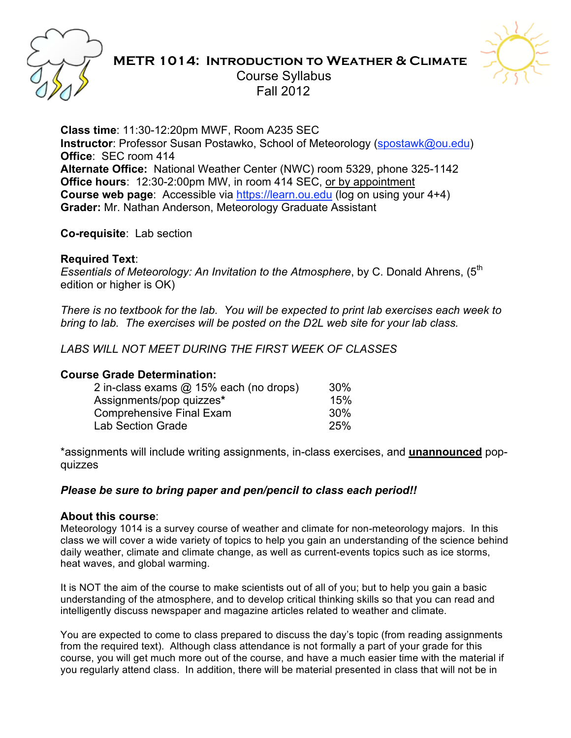# METR 1014: Introduction to Weather & Climate

Course Syllabus

Fall 2012

**Class time**: 11:30-12:20pm MWF, Room A235 SEC
**Instructor**: Professor Susan Postawko, School of Meteorology (spostawk@ou.edu)
**Office**: SEC room 414
**Alternate Office:** National Weather Center (NWC) room 5329, phone 325-1142
**Office hours**: 12:30-2:00pm MW, in room 414 SEC, or by appointment
**Course web page**: Accessible via https://learn.ou.edu (log on using your 4+4)
**Grader:** Mr. Nathan Anderson, Meteorology Graduate Assistant

**Co-requisite**: Lab section

**Required Text**:
*Essentials of Meteorology: An Invitation to the Atmosphere*, by C. Donald Ahrens, (5th edition or higher is OK)

*There is no textbook for the lab. You will be expected to print lab exercises each week to bring to lab. The exercises will be posted on the D2L web site for your lab class.*

*LABS WILL NOT MEET DURING THE FIRST WEEK OF CLASSES*

**Course Grade Determination:**

| | |
|---|---|
| 2 in-class exams @ 15% each (no drops) | 30% |
| Assignments/pop quizzes* | 15% |
| Comprehensive Final Exam | 30% |
| Lab Section Grade | 25% |

*assignments will include writing assignments, in-class exercises, and **unannounced** pop-quizzes

***Please be sure to bring paper and pen/pencil to class each period!!***

**About this course**:
Meteorology 1014 is a survey course of weather and climate for non-meteorology majors. In this class we will cover a wide variety of topics to help you gain an understanding of the science behind daily weather, climate and climate change, as well as current-events topics such as ice storms, heat waves, and global warming.

It is NOT the aim of the course to make scientists out of all of you; but to help you gain a basic understanding of the atmosphere, and to develop critical thinking skills so that you can read and intelligently discuss newspaper and magazine articles related to weather and climate.

You are expected to come to class prepared to discuss the day's topic (from reading assignments from the required text). Although class attendance is not formally a part of your grade for this course, you will get much more out of the course, and have a much easier time with the material if you regularly attend class. In addition, there will be material presented in class that will not be in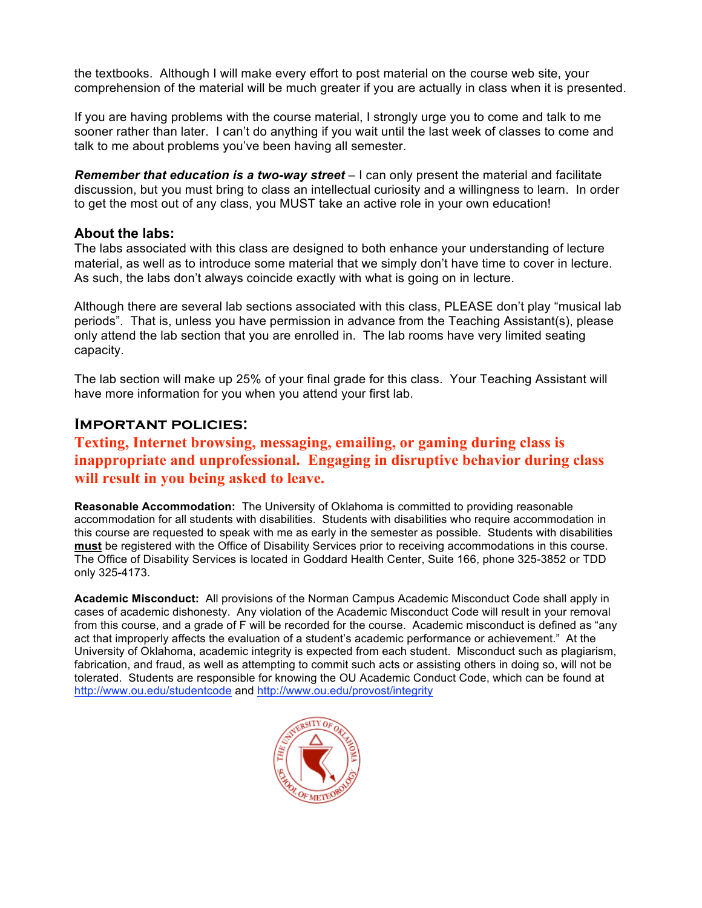the textbooks. Although I will make every effort to post material on the course web site, your comprehension of the material will be much greater if you are actually in class when it is presented.

If you are having problems with the course material, I strongly urge you to come and talk to me sooner rather than later. I can't do anything if you wait until the last week of classes to come and talk to me about problems you've been having all semester.

***Remember that education is a two-way street*** – I can only present the material and facilitate discussion, but you must bring to class an intellectual curiosity and a willingness to learn. In order to get the most out of any class, you MUST take an active role in your own education!

### About the labs:

The labs associated with this class are designed to both enhance your understanding of lecture material, as well as to introduce some material that we simply don't have time to cover in lecture. As such, the labs don't always coincide exactly with what is going on in lecture.

Although there are several lab sections associated with this class, PLEASE don't play "musical lab periods". That is, unless you have permission in advance from the Teaching Assistant(s), please only attend the lab section that you are enrolled in. The lab rooms have very limited seating capacity.

The lab section will make up 25% of your final grade for this class. Your Teaching Assistant will have more information for you when you attend your first lab.

## Important policies:

**Texting, Internet browsing, messaging, emailing, or gaming during class is inappropriate and unprofessional. Engaging in disruptive behavior during class will result in you being asked to leave.**

**Reasonable Accommodation:** The University of Oklahoma is committed to providing reasonable accommodation for all students with disabilities. Students with disabilities who require accommodation in this course are requested to speak with me as early in the semester as possible. Students with disabilities **must** be registered with the Office of Disability Services prior to receiving accommodations in this course. The Office of Disability Services is located in Goddard Health Center, Suite 166, phone 325-3852 or TDD only 325-4173.

**Academic Misconduct:** All provisions of the Norman Campus Academic Misconduct Code shall apply in cases of academic dishonesty. Any violation of the Academic Misconduct Code will result in your removal from this course, and a grade of F will be recorded for the course. Academic misconduct is defined as "any act that improperly affects the evaluation of a student's academic performance or achievement." At the University of Oklahoma, academic integrity is expected from each student. Misconduct such as plagiarism, fabrication, and fraud, as well as attempting to commit such acts or assisting others in doing so, will not be tolerated. Students are responsible for knowing the OU Academic Conduct Code, which can be found at http://www.ou.edu/studentcode and http://www.ou.edu/provost/integrity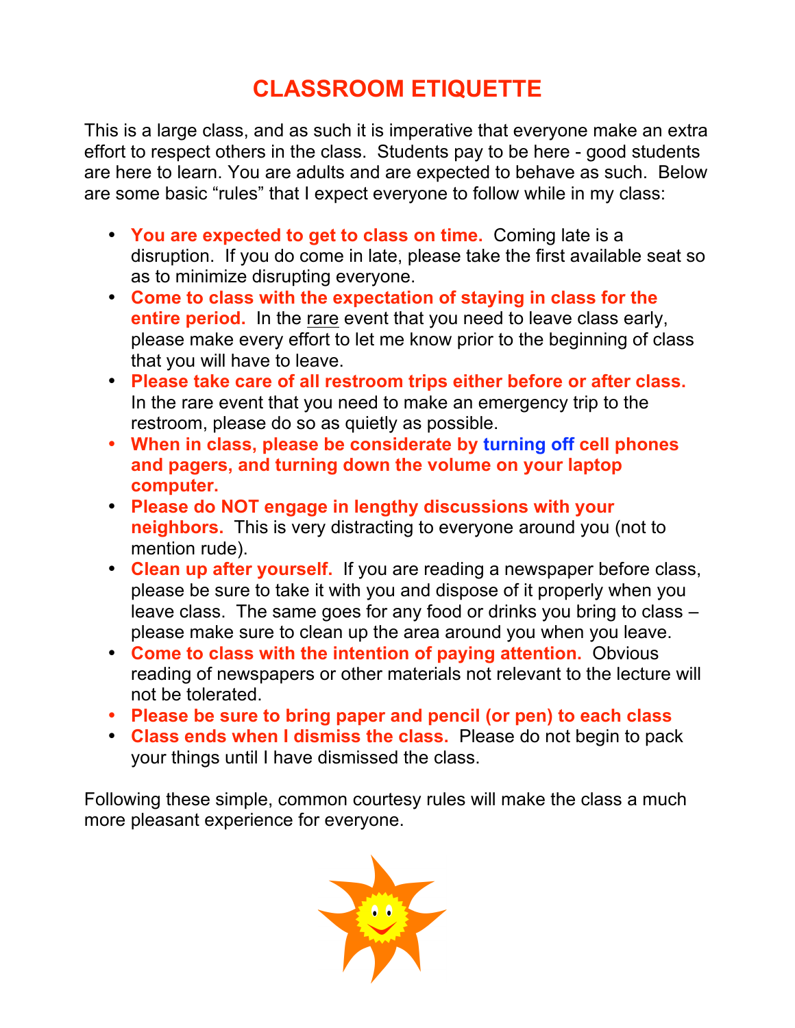# CLASSROOM ETIQUETTE

This is a large class, and as such it is imperative that everyone make an extra effort to respect others in the class. Students pay to be here - good students are here to learn. You are adults and are expected to behave as such. Below are some basic "rules" that I expect everyone to follow while in my class:

- **You are expected to get to class on time.** Coming late is a disruption. If you do come in late, please take the first available seat so as to minimize disrupting everyone.
- **Come to class with the expectation of staying in class for the entire period.** In the rare event that you need to leave class early, please make every effort to let me know prior to the beginning of class that you will have to leave.
- **Please take care of all restroom trips either before or after class.** In the rare event that you need to make an emergency trip to the restroom, please do so as quietly as possible.
- **When in class, please be considerate by turning off cell phones and pagers, and turning down the volume on your laptop computer.**
- **Please do NOT engage in lengthy discussions with your neighbors.** This is very distracting to everyone around you (not to mention rude).
- **Clean up after yourself.** If you are reading a newspaper before class, please be sure to take it with you and dispose of it properly when you leave class. The same goes for any food or drinks you bring to class – please make sure to clean up the area around you when you leave.
- **Come to class with the intention of paying attention.** Obvious reading of newspapers or other materials not relevant to the lecture will not be tolerated.
- **Please be sure to bring paper and pencil (or pen) to each class**
- **Class ends when I dismiss the class.** Please do not begin to pack your things until I have dismissed the class.

Following these simple, common courtesy rules will make the class a much more pleasant experience for everyone.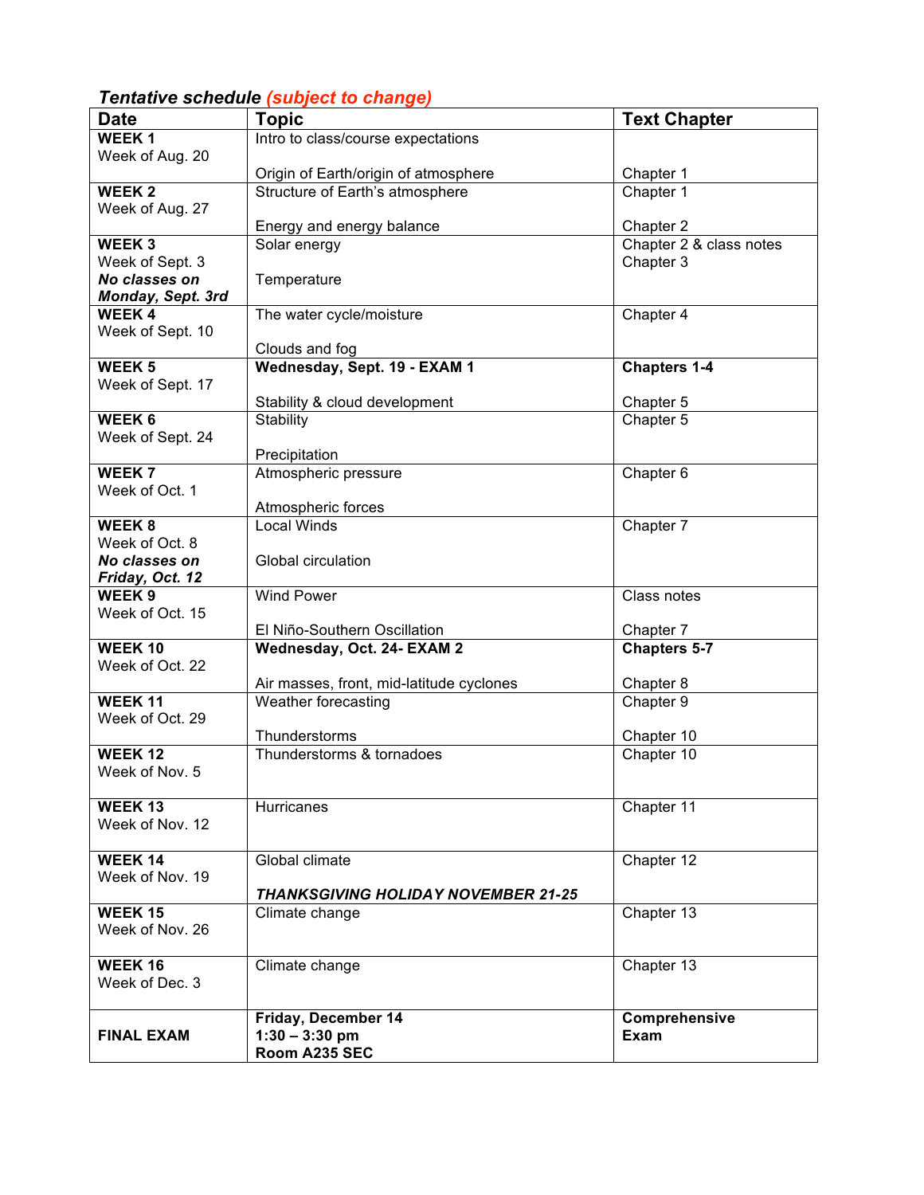***Tentative schedule** (subject to change)*

| Date | Topic | Text Chapter |
|---|---|---|
| **WEEK 1**<br>Week of Aug. 20 | Intro to class/course expectations<br><br>Origin of Earth/origin of atmosphere | <br><br>Chapter 1 |
| **WEEK 2**<br>Week of Aug. 27 | Structure of Earth's atmosphere<br><br>Energy and energy balance | Chapter 1<br><br>Chapter 2 |
| **WEEK 3**<br>Week of Sept. 3<br>***No classes on Monday, Sept. 3rd*** | Solar energy<br><br>Temperature | Chapter 2 & class notes<br>Chapter 3 |
| **WEEK 4**<br>Week of Sept. 10 | The water cycle/moisture<br><br>Clouds and fog | Chapter 4 |
| **WEEK 5**<br>Week of Sept. 17 | **Wednesday, Sept. 19 - EXAM 1**<br><br>Stability & cloud development | **Chapters 1-4**<br><br>Chapter 5 |
| **WEEK 6**<br>Week of Sept. 24 | Stability<br><br>Precipitation | Chapter 5 |
| **WEEK 7**<br>Week of Oct. 1 | Atmospheric pressure<br><br>Atmospheric forces | Chapter 6 |
| **WEEK 8**<br>Week of Oct. 8<br>***No classes on Friday, Oct. 12*** | Local Winds<br><br>Global circulation | Chapter 7 |
| **WEEK 9**<br>Week of Oct. 15 | Wind Power<br><br>El Niño-Southern Oscillation | Class notes<br><br>Chapter 7 |
| **WEEK 10**<br>Week of Oct. 22 | **Wednesday, Oct. 24- EXAM 2**<br><br>Air masses, front, mid-latitude cyclones | **Chapters 5-7**<br><br>Chapter 8 |
| **WEEK 11**<br>Week of Oct. 29 | Weather forecasting<br><br>Thunderstorms | Chapter 9<br><br>Chapter 10 |
| **WEEK 12**<br>Week of Nov. 5 | Thunderstorms & tornadoes | Chapter 10 |
| **WEEK 13**<br>Week of Nov. 12 | Hurricanes | Chapter 11 |
| **WEEK 14**<br>Week of Nov. 19 | Global climate<br><br>***THANKSGIVING HOLIDAY NOVEMBER 21-25*** | Chapter 12 |
| **WEEK 15**<br>Week of Nov. 26 | Climate change | Chapter 13 |
| **WEEK 16**<br>Week of Dec. 3 | Climate change | Chapter 13 |
| **FINAL EXAM** | **Friday, December 14**<br>**1:30 – 3:30 pm**<br>**Room A235 SEC** | **Comprehensive Exam** |